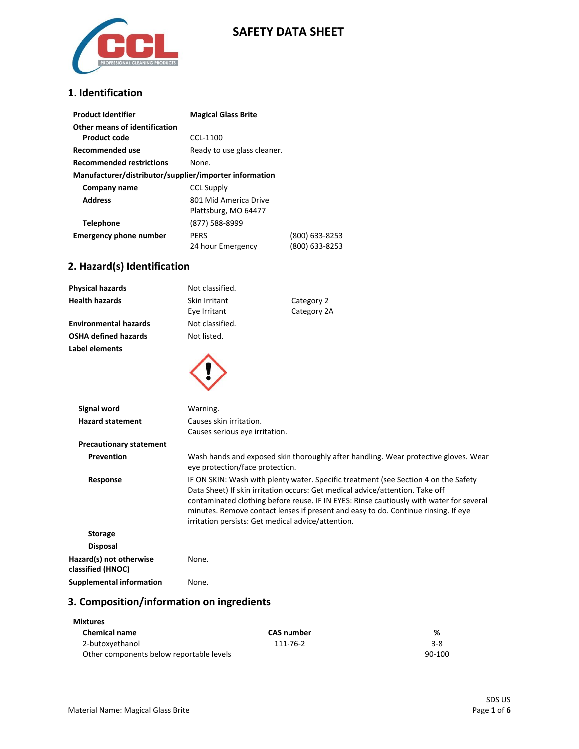# SAFETY DATA SHEET

## 1. Identification

| | | |
|---|---|---|
| **Product Identifier** | **Magical Glass Brite** | |
| **Other means of identification** | | |
| **Product code** | CCL-1100 | |
| **Recommended use** | Ready to use glass cleaner. | |
| **Recommended restrictions** | None. | |
| **Manufacturer/distributor/supplier/importer information** | | |
| **Company name** | CCL Supply | |
| **Address** | 801 Mid America Drive<br>Plattsburg, MO 64477 | |
| **Telephone** | (877) 588-8999 | |
| **Emergency phone number** | PERS<br>24 hour Emergency | (800) 633-8253<br>(800) 633-8253 |

## 2. Hazard(s) Identification

| | | |
|---|---|---|
| **Physical hazards** | Not classified. | |
| **Health hazards** | Skin Irritant<br>Eye Irritant | Category 2<br>Category 2A |
| **Environmental hazards** | Not classified. | |
| **OSHA defined hazards** | Not listed. | |

**Label elements**

**Signal word** Warning.

**Hazard statement** Causes skin irritation. Causes serious eye irritation.

**Precautionary statement**

**Prevention** Wash hands and exposed skin thoroughly after handling. Wear protective gloves. Wear eye protection/face protection.

**Response** IF ON SKIN: Wash with plenty water. Specific treatment (see Section 4 on the Safety Data Sheet) If skin irritation occurs: Get medical advice/attention. Take off contaminated clothing before reuse. IF IN EYES: Rinse cautiously with water for several minutes. Remove contact lenses if present and easy to do. Continue rinsing. If eye irritation persists: Get medical advice/attention.

**Storage**

**Disposal**

**Hazard(s) not otherwise classified (HNOC)** None.

**Supplemental information** None.

## 3. Composition/information on ingredients

**Mixtures**

| Chemical name | CAS number | % |
|---|---|---|
| 2-butoxyethanol | 111-76-2 | 3-8 |
| Other components below reportable levels | | 90-100 |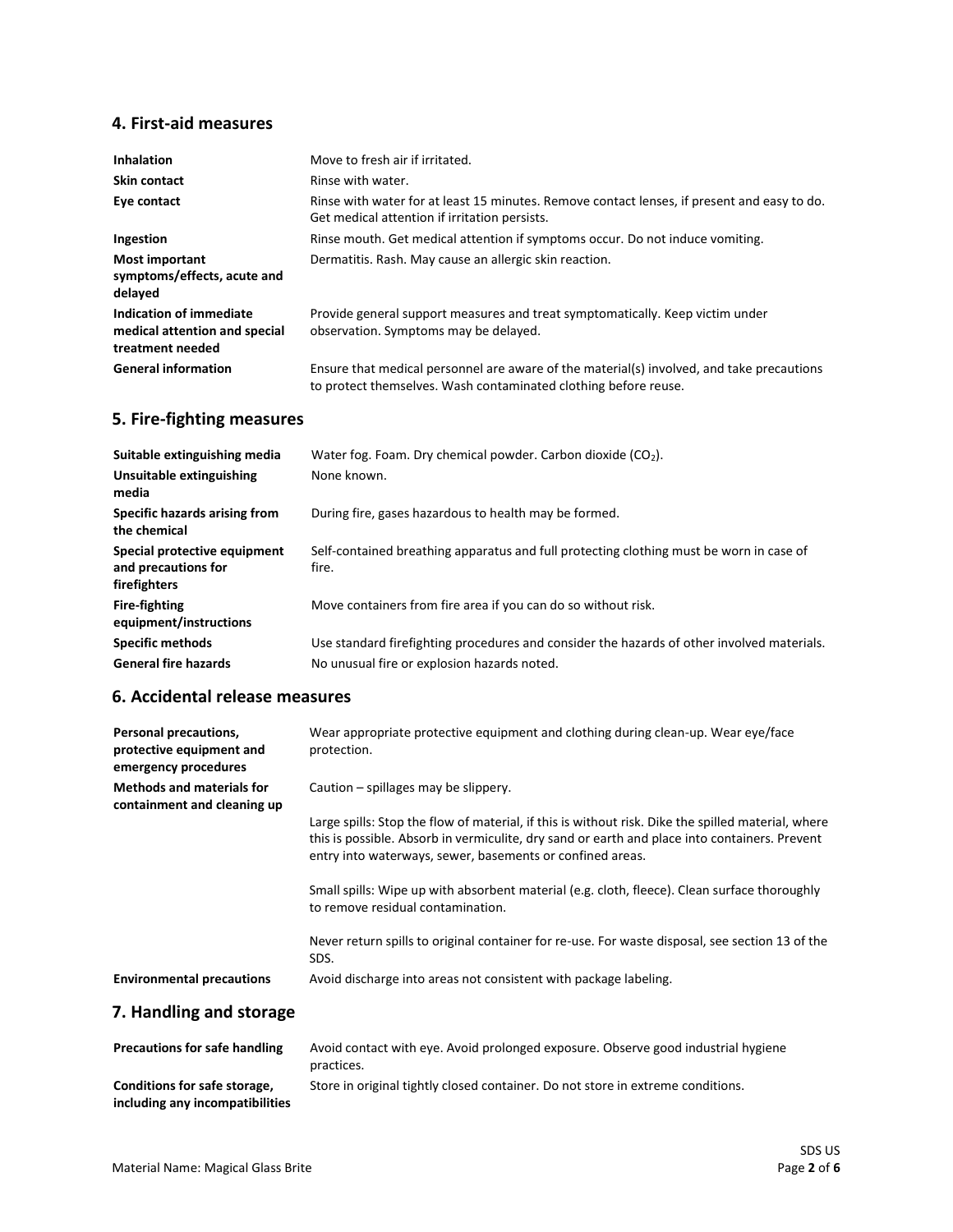## 4. First-aid measures

| | |
|---|---|
| **Inhalation** | Move to fresh air if irritated. |
| **Skin contact** | Rinse with water. |
| **Eye contact** | Rinse with water for at least 15 minutes. Remove contact lenses, if present and easy to do. Get medical attention if irritation persists. |
| **Ingestion** | Rinse mouth. Get medical attention if symptoms occur. Do not induce vomiting. |
| **Most important symptoms/effects, acute and delayed** | Dermatitis. Rash. May cause an allergic skin reaction. |
| **Indication of immediate medical attention and special treatment needed** | Provide general support measures and treat symptomatically. Keep victim under observation. Symptoms may be delayed. |
| **General information** | Ensure that medical personnel are aware of the material(s) involved, and take precautions to protect themselves. Wash contaminated clothing before reuse. |

## 5. Fire-fighting measures

| | |
|---|---|
| **Suitable extinguishing media** | Water fog. Foam. Dry chemical powder. Carbon dioxide ($CO_2$). |
| **Unsuitable extinguishing media** | None known. |
| **Specific hazards arising from the chemical** | During fire, gases hazardous to health may be formed. |
| **Special protective equipment and precautions for firefighters** | Self-contained breathing apparatus and full protecting clothing must be worn in case of fire. |
| **Fire-fighting equipment/instructions** | Move containers from fire area if you can do so without risk. |
| **Specific methods** | Use standard firefighting procedures and consider the hazards of other involved materials. |
| **General fire hazards** | No unusual fire or explosion hazards noted. |

## 6. Accidental release measures

| | |
|---|---|
| **Personal precautions, protective equipment and emergency procedures** | Wear appropriate protective equipment and clothing during clean-up. Wear eye/face protection. |
| **Methods and materials for containment and cleaning up** | Caution – spillages may be slippery.<br><br>Large spills: Stop the flow of material, if this is without risk. Dike the spilled material, where this is possible. Absorb in vermiculite, dry sand or earth and place into containers. Prevent entry into waterways, sewer, basements or confined areas.<br><br>Small spills: Wipe up with absorbent material (e.g. cloth, fleece). Clean surface thoroughly to remove residual contamination.<br><br>Never return spills to original container for re-use. For waste disposal, see section 13 of the SDS. |
| **Environmental precautions** | Avoid discharge into areas not consistent with package labeling. |

## 7. Handling and storage

| | |
|---|---|
| **Precautions for safe handling** | Avoid contact with eye. Avoid prolonged exposure. Observe good industrial hygiene practices. |
| **Conditions for safe storage, including any incompatibilities** | Store in original tightly closed container. Do not store in extreme conditions. |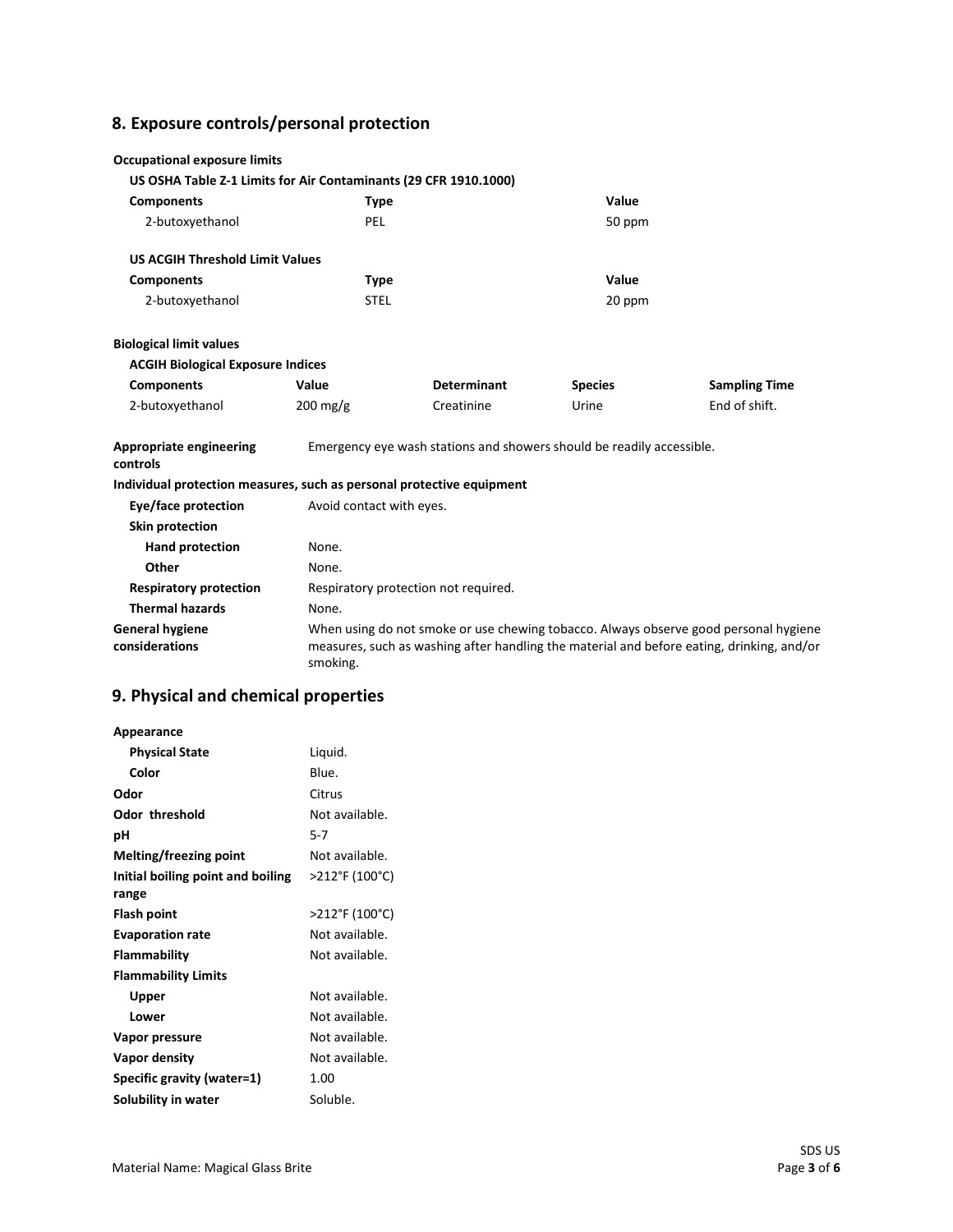## 8. Exposure controls/personal protection

**Occupational exposure limits**

**US OSHA Table Z-1 Limits for Air Contaminants (29 CFR 1910.1000)**

| Components | Type | Value |
|---|---|---|
| 2-butoxyethanol | PEL | 50 ppm |

**US ACGIH Threshold Limit Values**

| Components | Type | Value |
|---|---|---|
| 2-butoxyethanol | STEL | 20 ppm |

**Biological limit values**

**ACGIH Biological Exposure Indices**

| Components | Value | Determinant | Species | Sampling Time |
|---|---|---|---|---|
| 2-butoxyethanol | 200 mg/g | Creatinine | Urine | End of shift. |

**Appropriate engineering controls** Emergency eye wash stations and showers should be readily accessible.

**Individual protection measures, such as personal protective equipment**

| | |
|---|---|
| **Eye/face protection** | Avoid contact with eyes. |
| **Skin protection** | |
| **Hand protection** | None. |
| **Other** | None. |
| **Respiratory protection** | Respiratory protection not required. |
| **Thermal hazards** | None. |
| **General hygiene considerations** | When using do not smoke or use chewing tobacco. Always observe good personal hygiene measures, such as washing after handling the material and before eating, drinking, and/or smoking. |

## 9. Physical and chemical properties

| | |
|---|---|
| **Appearance** | |
| **Physical State** | Liquid. |
| **Color** | Blue. |
| **Odor** | Citrus |
| **Odor threshold** | Not available. |
| **pH** | 5-7 |
| **Melting/freezing point** | Not available. |
| **Initial boiling point and boiling range** | >212°F (100°C) |
| **Flash point** | >212°F (100°C) |
| **Evaporation rate** | Not available. |
| **Flammability** | Not available. |
| **Flammability Limits** | |
| **Upper** | Not available. |
| **Lower** | Not available. |
| **Vapor pressure** | Not available. |
| **Vapor density** | Not available. |
| **Specific gravity (water=1)** | 1.00 |
| **Solubility in water** | Soluble. |

Material Name: Magical Glass Brite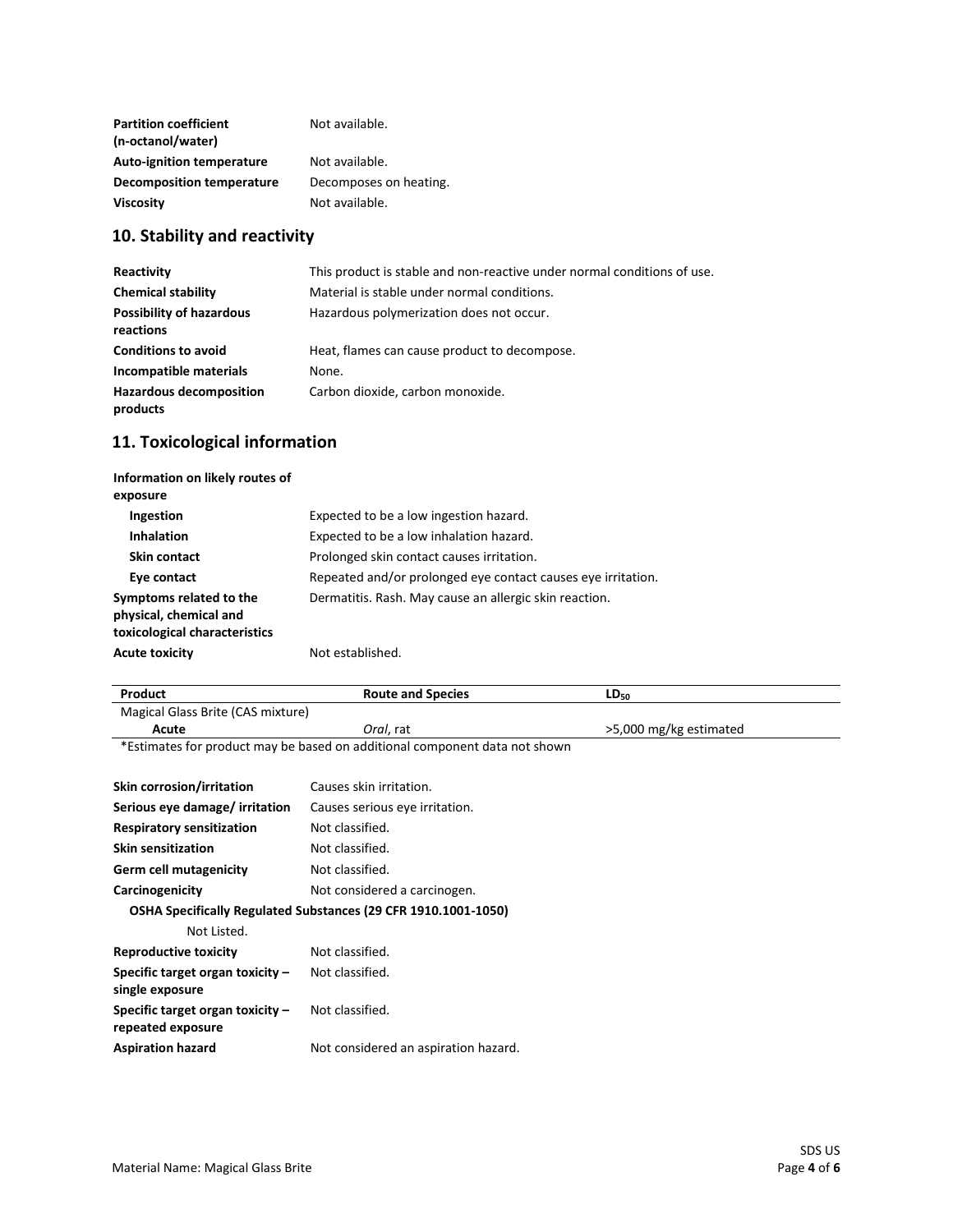| | |
|---|---|
| **Partition coefficient (n-octanol/water)** | Not available. |
| **Auto-ignition temperature** | Not available. |
| **Decomposition temperature** | Decomposes on heating. |
| **Viscosity** | Not available. |

## 10. Stability and reactivity

| | |
|---|---|
| **Reactivity** | This product is stable and non-reactive under normal conditions of use. |
| **Chemical stability** | Material is stable under normal conditions. |
| **Possibility of hazardous reactions** | Hazardous polymerization does not occur. |
| **Conditions to avoid** | Heat, flames can cause product to decompose. |
| **Incompatible materials** | None. |
| **Hazardous decomposition products** | Carbon dioxide, carbon monoxide. |

## 11. Toxicological information

**Information on likely routes of exposure**

| | |
|---|---|
| **Ingestion** | Expected to be a low ingestion hazard. |
| **Inhalation** | Expected to be a low inhalation hazard. |
| **Skin contact** | Prolonged skin contact causes irritation. |
| **Eye contact** | Repeated and/or prolonged eye contact causes eye irritation. |
| **Symptoms related to the physical, chemical and toxicological characteristics** | Dermatitis. Rash. May cause an allergic skin reaction. |
| **Acute toxicity** | Not established. |

| Product | Route and Species | $LD_{50}$ |
|---|---|---|
| Magical Glass Brite (CAS mixture) | | |
| **Acute** | *Oral*, rat | >5,000 mg/kg estimated |

*Estimates for product may be based on additional component data not shown

| | |
|---|---|
| **Skin corrosion/irritation** | Causes skin irritation. |
| **Serious eye damage/ irritation** | Causes serious eye irritation. |
| **Respiratory sensitization** | Not classified. |
| **Skin sensitization** | Not classified. |
| **Germ cell mutagenicity** | Not classified. |
| **Carcinogenicity** | Not considered a carcinogen. |

**OSHA Specifically Regulated Substances (29 CFR 1910.1001-1050)**

Not Listed.

| | |
|---|---|
| **Reproductive toxicity** | Not classified. |
| **Specific target organ toxicity – single exposure** | Not classified. |
| **Specific target organ toxicity – repeated exposure** | Not classified. |
| **Aspiration hazard** | Not considered an aspiration hazard. |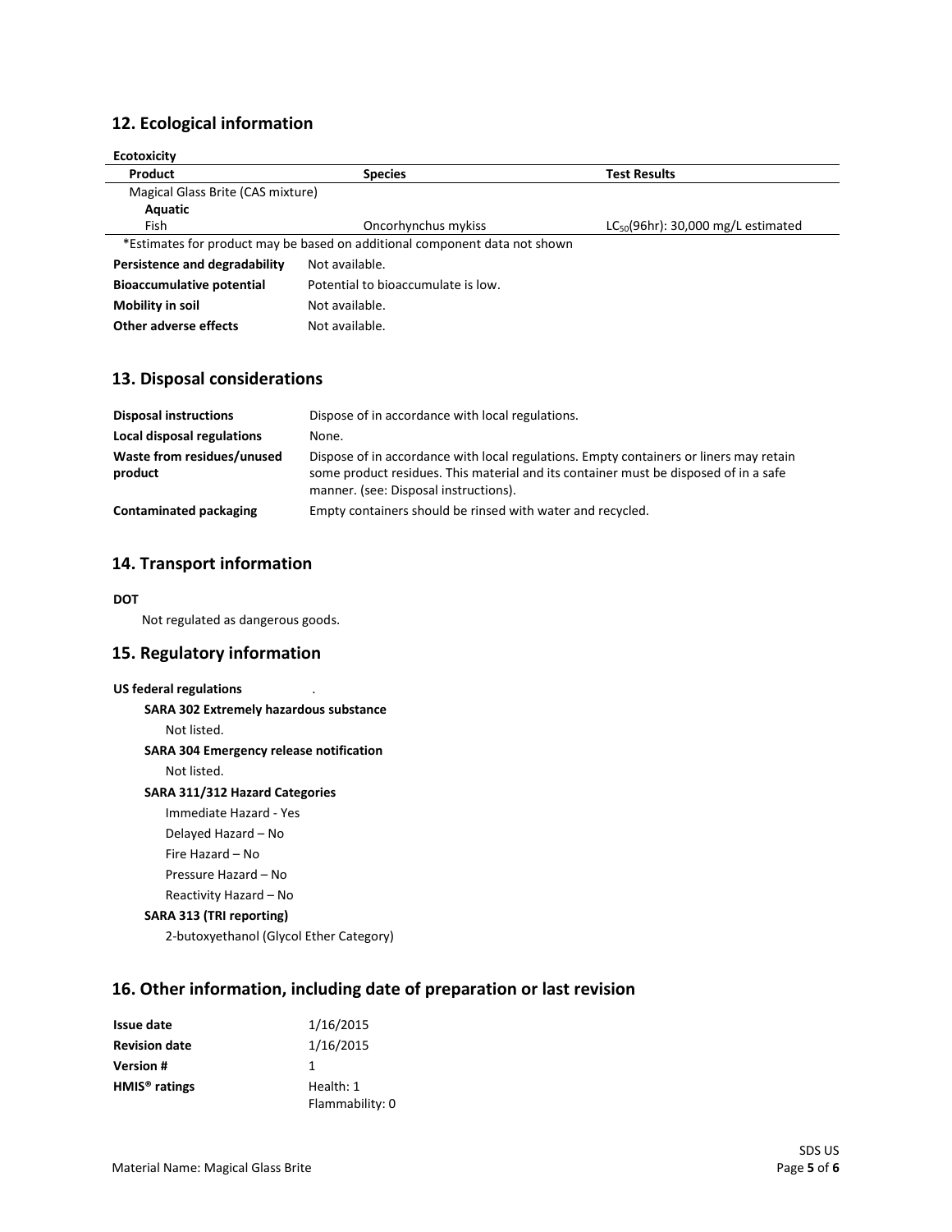## 12. Ecological information

**Ecotoxicity**

| Product | Species | Test Results |
|---|---|---|
| Magical Glass Brite (CAS mixture) | | |
| **Aquatic** | | |
| Fish | Oncorhynchus mykiss | $LC_{50}$(96hr): 30,000 mg/L estimated |

*Estimates for product may be based on additional component data not shown

**Persistence and degradability** Not available.

**Bioaccumulative potential** Potential to bioaccumulate is low.

**Mobility in soil** Not available.

**Other adverse effects** Not available.

## 13. Disposal considerations

**Disposal instructions** Dispose of in accordance with local regulations.

**Local disposal regulations** None.

**Waste from residues/unused product** Dispose of in accordance with local regulations. Empty containers or liners may retain some product residues. This material and its container must be disposed of in a safe manner. (see: Disposal instructions).

**Contaminated packaging** Empty containers should be rinsed with water and recycled.

## 14. Transport information

**DOT**

Not regulated as dangerous goods.

## 15. Regulatory information

**US federal regulations** .

**SARA 302 Extremely hazardous substance**

Not listed.

**SARA 304 Emergency release notification**

Not listed.

**SARA 311/312 Hazard Categories**

Immediate Hazard - Yes

Delayed Hazard – No

Fire Hazard – No

Pressure Hazard – No

Reactivity Hazard – No

**SARA 313 (TRI reporting)**

2-butoxyethanol (Glycol Ether Category)

## 16. Other information, including date of preparation or last revision

**Issue date** 1/16/2015

**Revision date** 1/16/2015

**Version #** 1

**HMIS® ratings** Health: 1
Flammability: 0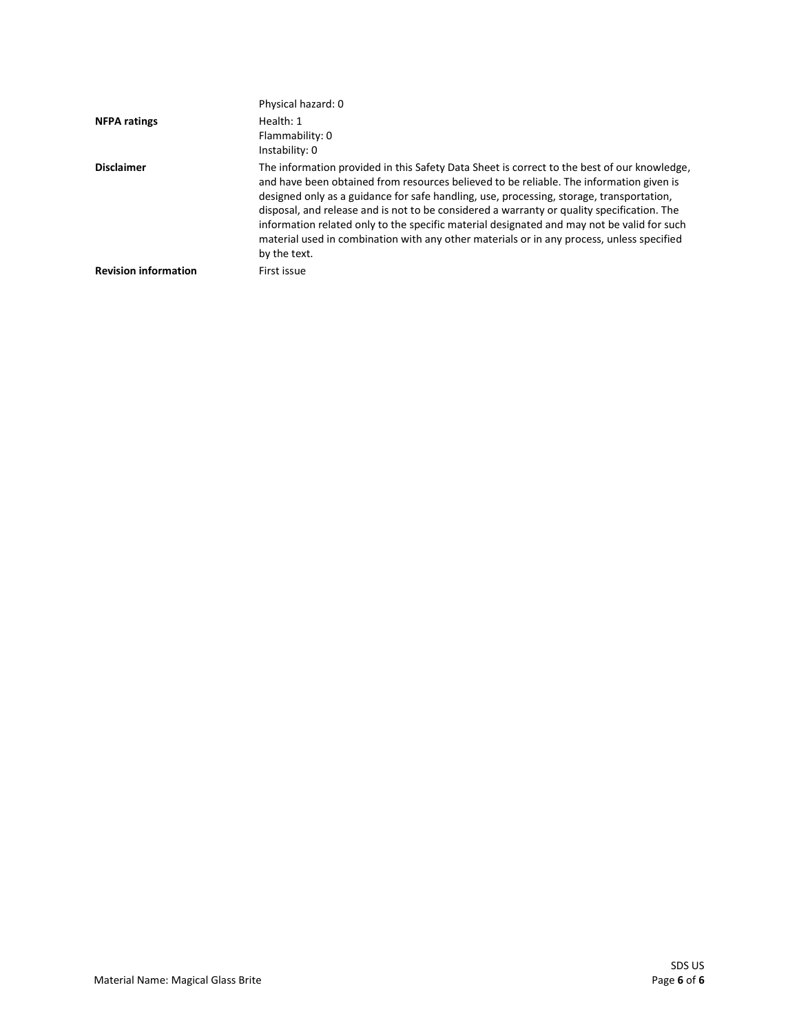| | |
|---|---|
| | Physical hazard: 0 |
| **NFPA ratings** | Health: 1<br>Flammability: 0<br>Instability: 0 |
| **Disclaimer** | The information provided in this Safety Data Sheet is correct to the best of our knowledge, and have been obtained from resources believed to be reliable. The information given is designed only as a guidance for safe handling, use, processing, storage, transportation, disposal, and release and is not to be considered a warranty or quality specification. The information related only to the specific material designated and may not be valid for such material used in combination with any other materials or in any process, unless specified by the text. |
| **Revision information** | First issue |